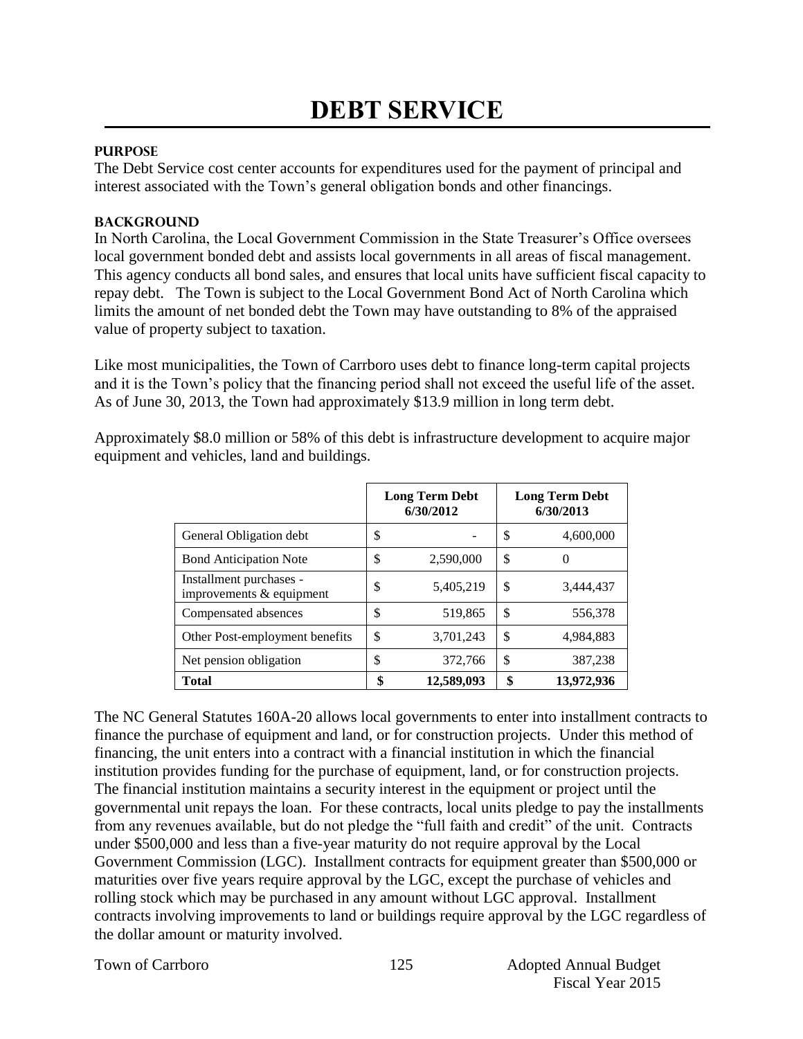# DEBT SERVICE

### PURPOSE

The Debt Service cost center accounts for expenditures used for the payment of principal and interest associated with the Town's general obligation bonds and other financings.

### BACKGROUND

In North Carolina, the Local Government Commission in the State Treasurer's Office oversees local government bonded debt and assists local governments in all areas of fiscal management. This agency conducts all bond sales, and ensures that local units have sufficient fiscal capacity to repay debt. The Town is subject to the Local Government Bond Act of North Carolina which limits the amount of net bonded debt the Town may have outstanding to 8% of the appraised value of property subject to taxation.

Like most municipalities, the Town of Carrboro uses debt to finance long-term capital projects and it is the Town's policy that the financing period shall not exceed the useful life of the asset. As of June 30, 2013, the Town had approximately $13.9 million in long term debt.

Approximately $8.0 million or 58% of this debt is infrastructure development to acquire major equipment and vehicles, land and buildings.

| | Long Term Debt 6/30/2012 | Long Term Debt 6/30/2013 |
|---|---|---|
| General Obligation debt | $ - | $ 4,600,000 |
| Bond Anticipation Note | $ 2,590,000 | $ 0 |
| Installment purchases - improvements & equipment | $ 5,405,219 | $ 3,444,437 |
| Compensated absences | $ 519,865 | $ 556,378 |
| Other Post-employment benefits | $ 3,701,243 | $ 4,984,883 |
| Net pension obligation | $ 372,766 | $ 387,238 |
| **Total** | **$ 12,589,093** | **$ 13,972,936** |

The NC General Statutes 160A-20 allows local governments to enter into installment contracts to finance the purchase of equipment and land, or for construction projects. Under this method of financing, the unit enters into a contract with a financial institution in which the financial institution provides funding for the purchase of equipment, land, or for construction projects. The financial institution maintains a security interest in the equipment or project until the governmental unit repays the loan. For these contracts, local units pledge to pay the installments from any revenues available, but do not pledge the "full faith and credit" of the unit. Contracts under $500,000 and less than a five-year maturity do not require approval by the Local Government Commission (LGC). Installment contracts for equipment greater than $500,000 or maturities over five years require approval by the LGC, except the purchase of vehicles and rolling stock which may be purchased in any amount without LGC approval. Installment contracts involving improvements to land or buildings require approval by the LGC regardless of the dollar amount or maturity involved.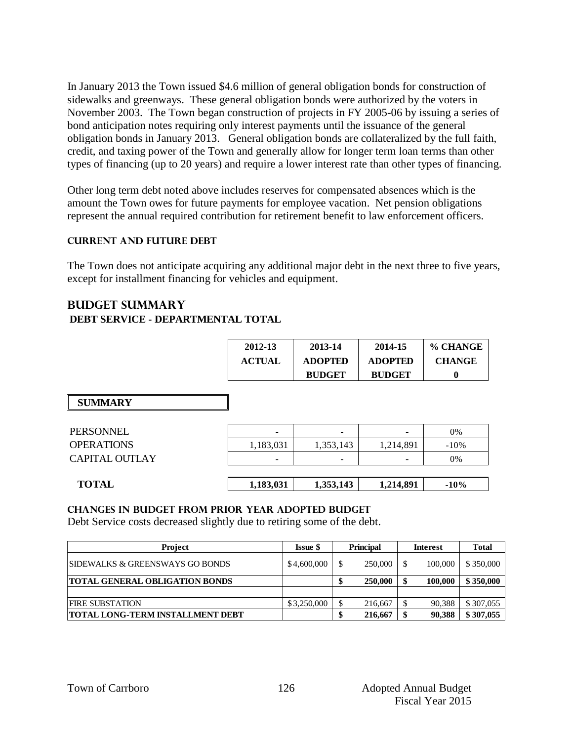In January 2013 the Town issued $4.6 million of general obligation bonds for construction of sidewalks and greenways. These general obligation bonds were authorized by the voters in November 2003. The Town began construction of projects in FY 2005-06 by issuing a series of bond anticipation notes requiring only interest payments until the issuance of the general obligation bonds in January 2013. General obligation bonds are collateralized by the full faith, credit, and taxing power of the Town and generally allow for longer term loan terms than other types of financing (up to 20 years) and require a lower interest rate than other types of financing.

Other long term debt noted above includes reserves for compensated absences which is the amount the Town owes for future payments for employee vacation. Net pension obligations represent the annual required contribution for retirement benefit to law enforcement officers.

### CURRENT AND FUTURE DEBT

The Town does not anticipate acquiring any additional major debt in the next three to five years, except for installment financing for vehicles and equipment.

## BUDGET SUMMARY

### DEBT SERVICE - DEPARTMENTAL TOTAL

| | 2012-13 ACTUAL | 2013-14 ADOPTED BUDGET | 2014-15 ADOPTED BUDGET | % CHANGE CHANGE 0 |
|---|---|---|---|---|
| **SUMMARY** | | | | |
| PERSONNEL | - | - | - | 0% |
| OPERATIONS | 1,183,031 | 1,353,143 | 1,214,891 | -10% |
| CAPITAL OUTLAY | - | - | - | 0% |
| **TOTAL** | **1,183,031** | **1,353,143** | **1,214,891** | **-10%** |

### CHANGES IN BUDGET FROM PRIOR YEAR ADOPTED BUDGET

Debt Service costs decreased slightly due to retiring some of the debt.

| Project | Issue $ | Principal | Interest | Total |
|---|---|---|---|---|
| SIDEWALKS & GREENSWAYS GO BONDS | $4,600,000 | $ 250,000 | $ 100,000 | $ 350,000 |
| **TOTAL GENERAL OBLIGATION BONDS** | | **$ 250,000** | **$ 100,000** | **$ 350,000** |
| | | | | |
| FIRE SUBSTATION | $3,250,000 | $ 216,667 | $ 90,388 | $ 307,055 |
| **TOTAL LONG-TERM INSTALLMENT DEBT** | | **$ 216,667** | **$ 90,388** | **$ 307,055** |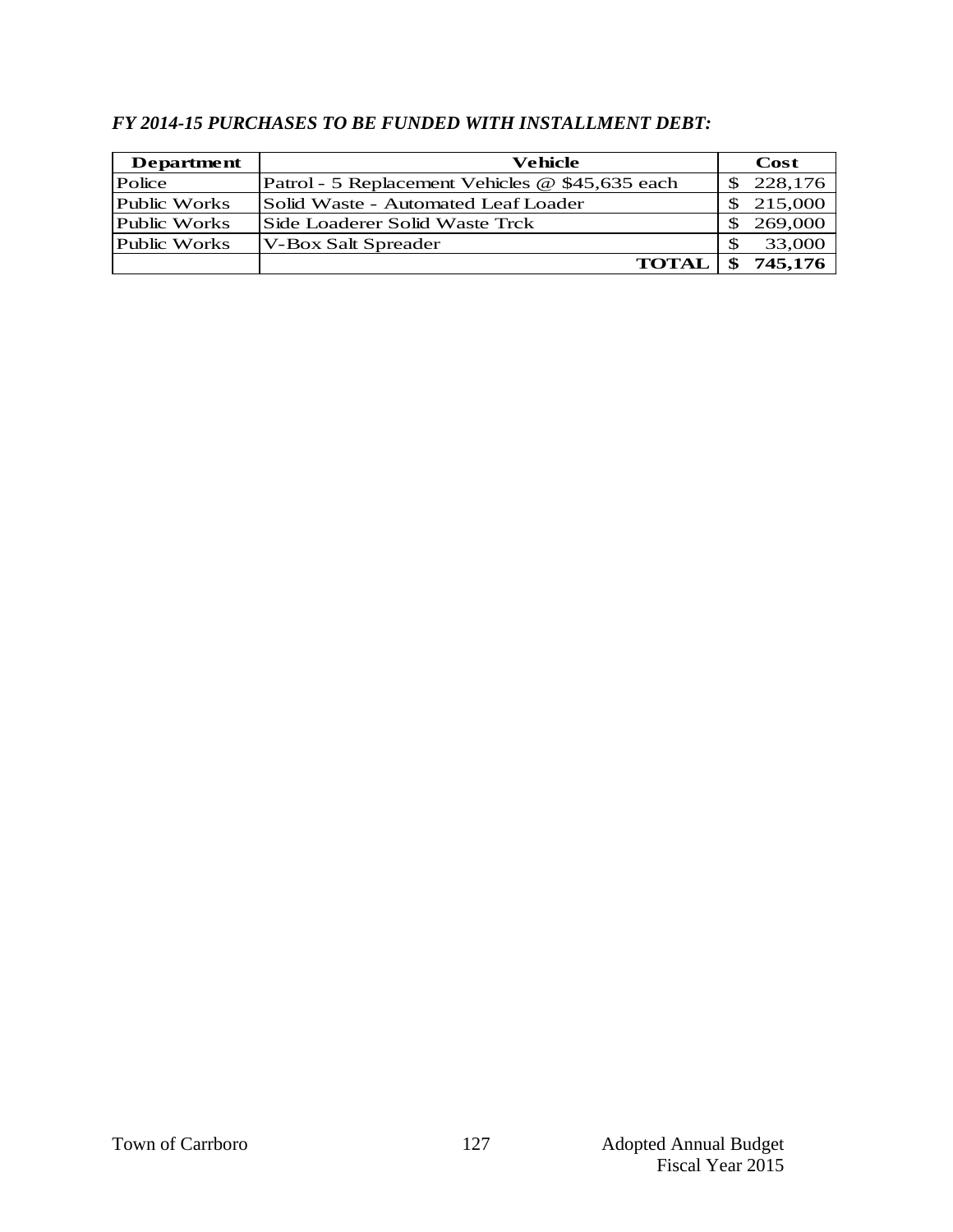***FY 2014-15 PURCHASES TO BE FUNDED WITH INSTALLMENT DEBT:***

| Department | Vehicle | Cost |
|---|---|---|
| Police | Patrol - 5 Replacement Vehicles @ $45,635 each | $ 228,176 |
| Public Works | Solid Waste - Automated Leaf Loader | $ 215,000 |
| Public Works | Side Loaderer Solid Waste Trck | $ 269,000 |
| Public Works | V-Box Salt Spreader | $ 33,000 |
| | **TOTAL** | **$ 745,176** |